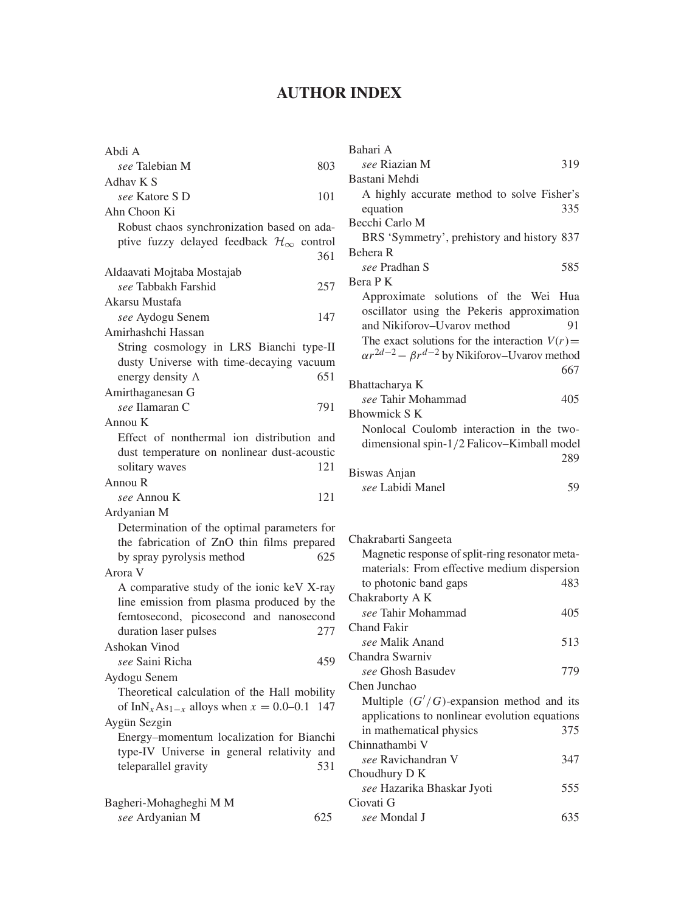# AUTHOR INDEX

Abdi A
  *see* Talebian M 803

Adhav K S
  *see* Katore S D 101

Ahn Choon Ki
  Robust chaos synchronization based on adaptive fuzzy delayed feedback $\mathcal{H}_\infty$ control 361

Aldaavati Mojtaba Mostajab
  *see* Tabbakh Farshid 257

Akarsu Mustafa
  *see* Aydogu Senem 147

Amirhashchi Hassan
  String cosmology in LRS Bianchi type-II dusty Universe with time-decaying vacuum energy density $\Lambda$ 651

Amirthaganesan G
  *see* Ilamaran C 791

Annou K
  Effect of nonthermal ion distribution and dust temperature on nonlinear dust-acoustic solitary waves 121

Annou R
  *see* Annou K 121

Ardyanian M
  Determination of the optimal parameters for the fabrication of ZnO thin films prepared by spray pyrolysis method 625

Arora V
  A comparative study of the ionic keV X-ray line emission from plasma produced by the femtosecond, picosecond and nanosecond duration laser pulses 277

Ashokan Vinod
  *see* Saini Richa 459

Aydogu Senem
  Theoretical calculation of the Hall mobility of $InN_xAs_{1-x}$ alloys when $x = 0.0$–$0.1$ 147

Aygün Sezgin
  Energy–momentum localization for Bianchi type-IV Universe in general relativity and teleparallel gravity 531

Bagheri-Mohagheghi M M
  *see* Ardyanian M 625

Bahari A
  *see* Riazian M 319

Bastani Mehdi
  A highly accurate method to solve Fisher's equation 335

Becchi Carlo M
  BRS 'Symmetry', prehistory and history 837

Behera R
  *see* Pradhan S 585

Bera P K
  Approximate solutions of the Wei Hua oscillator using the Pekeris approximation and Nikiforov–Uvarov method 91
  The exact solutions for the interaction $V(r) = \alpha r^{2d-2} - \beta r^{d-2}$ by Nikiforov–Uvarov method 667

Bhattacharya K
  *see* Tahir Mohammad 405

Bhowmick S K
  Nonlocal Coulomb interaction in the two-dimensional spin-1/2 Falicov–Kimball model 289

Biswas Anjan
  *see* Labidi Manel 59

Chakrabarti Sangeeta
  Magnetic response of split-ring resonator metamaterials: From effective medium dispersion to photonic band gaps 483

Chakraborty A K
  *see* Tahir Mohammad 405

Chand Fakir
  *see* Malik Anand 513

Chandra Swarniv
  *see* Ghosh Basudev 779

Chen Junchao
  Multiple $(G'/G)$-expansion method and its applications to nonlinear evolution equations in mathematical physics 375

Chinnathambi V
  *see* Ravichandran V 347

Choudhury D K
  *see* Hazarika Bhaskar Jyoti 555

Ciovati G
  *see* Mondal J 635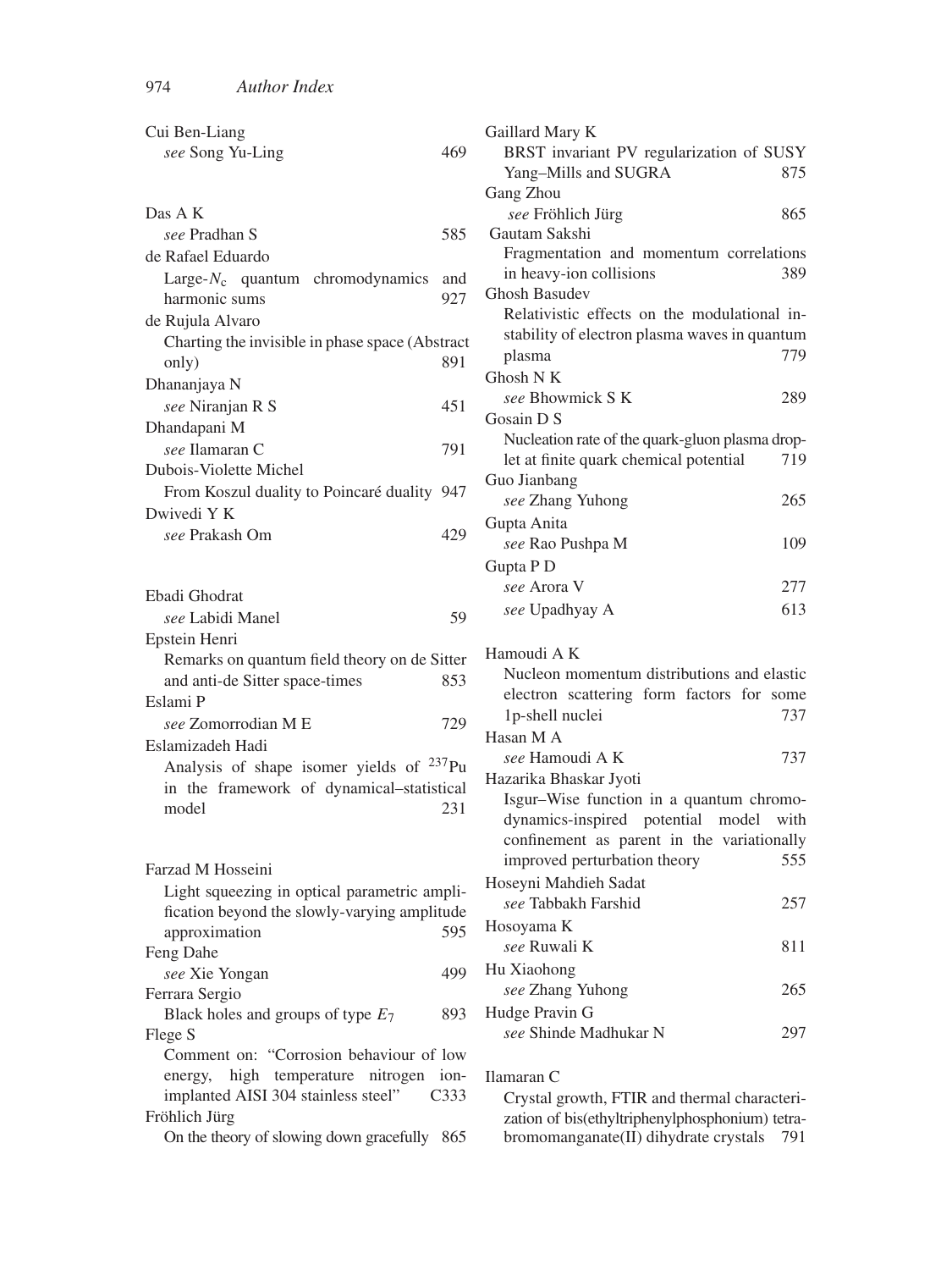Cui Ben-Liang
*see* Song Yu-Ling 469

Das A K
*see* Pradhan S 585

de Rafael Eduardo
Large-$N_c$ quantum chromodynamics and harmonic sums 927

de Rujula Alvaro
Charting the invisible in phase space (Abstract only) 891

Dhananjaya N
*see* Niranjan R S 451

Dhandapani M
*see* Ilamaran C 791

Dubois-Violette Michel
From Koszul duality to Poincaré duality 947

Dwivedi Y K
*see* Prakash Om 429

Ebadi Ghodrat
*see* Labidi Manel 59

Epstein Henri
Remarks on quantum field theory on de Sitter and anti-de Sitter space-times 853

Eslami P
*see* Zomorrodian M E 729

Eslamizadeh Hadi
Analysis of shape isomer yields of $^{237}$Pu in the framework of dynamical–statistical model 231

Farzad M Hosseini
Light squeezing in optical parametric amplification beyond the slowly-varying amplitude approximation 595

Feng Dahe
*see* Xie Yongan 499

Ferrara Sergio
Black holes and groups of type $E_7$ 893

Flege S
Comment on: "Corrosion behaviour of low energy, high temperature nitrogen ion-implanted AISI 304 stainless steel" C333

Fröhlich Jürg
On the theory of slowing down gracefully 865

Gaillard Mary K
BRST invariant PV regularization of SUSY Yang–Mills and SUGRA 875

Gang Zhou
*see* Fröhlich Jürg 865

Gautam Sakshi
Fragmentation and momentum correlations in heavy-ion collisions 389

Ghosh Basudev
Relativistic effects on the modulational instability of electron plasma waves in quantum plasma 779

Ghosh N K
*see* Bhowmick S K 289

Gosain D S
Nucleation rate of the quark-gluon plasma droplet at finite quark chemical potential 719

Guo Jianbang
*see* Zhang Yuhong 265

Gupta Anita
*see* Rao Pushpa M 109

Gupta P D
*see* Arora V 277
*see* Upadhyay A 613

Hamoudi A K
Nucleon momentum distributions and elastic electron scattering form factors for some 1p-shell nuclei 737

Hasan M A
*see* Hamoudi A K 737

Hazarika Bhaskar Jyoti
Isgur–Wise function in a quantum chromodynamics-inspired potential model with confinement as parent in the variationally improved perturbation theory 555

Hoseyni Mahdieh Sadat
*see* Tabbakh Farshid 257

Hosoyama K
*see* Ruwali K 811

Hu Xiaohong
*see* Zhang Yuhong 265

Hudge Pravin G
*see* Shinde Madhukar N 297

Ilamaran C
Crystal growth, FTIR and thermal characterization of bis(ethyltriphenylphosphonium) tetrabromomanganate(II) dihydrate crystals 791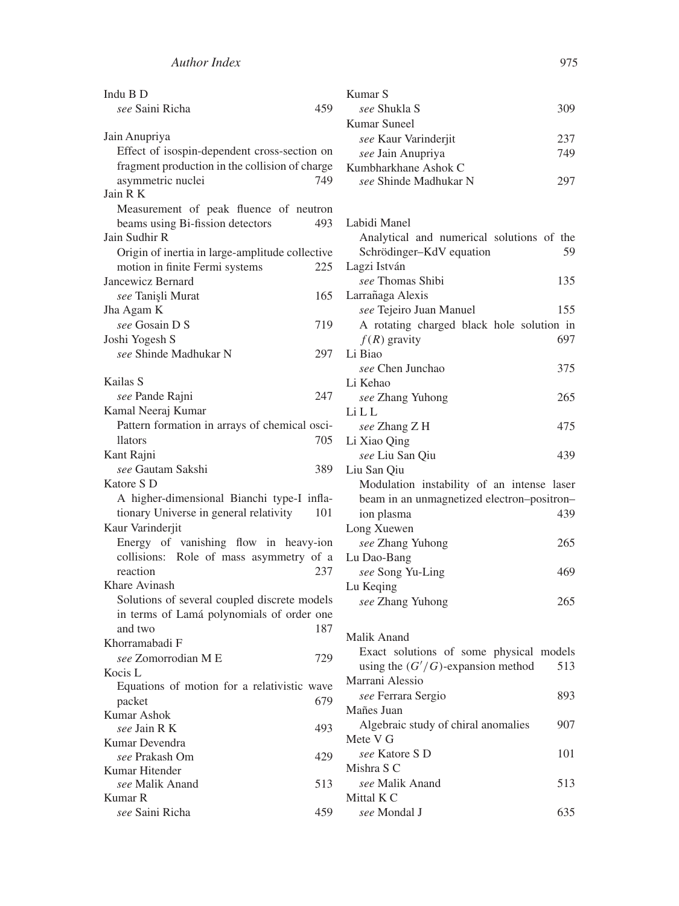Indu B D
*see* Saini Richa 459

Jain Anupriya
Effect of isospin-dependent cross-section on fragment production in the collision of charge asymmetric nuclei 749

Jain R K
Measurement of peak fluence of neutron beams using Bi-fission detectors 493

Jain Sudhir R
Origin of inertia in large-amplitude collective motion in finite Fermi systems 225

Jancewicz Bernard
*see* Tanişli Murat 165

Jha Agam K
*see* Gosain D S 719

Joshi Yogesh S
*see* Shinde Madhukar N 297

Kailas S
*see* Pande Rajni 247

Kamal Neeraj Kumar
Pattern formation in arrays of chemical oscillators 705

Kant Rajni
*see* Gautam Sakshi 389

Katore S D
A higher-dimensional Bianchi type-I inflationary Universe in general relativity 101

Kaur Varinderjit
Energy of vanishing flow in heavy-ion collisions: Role of mass asymmetry of a reaction 237

Khare Avinash
Solutions of several coupled discrete models in terms of Lamá polynomials of order one and two 187

Khorramabadi F
*see* Zomorrodian M E 729

Kocis L
Equations of motion for a relativistic wave packet 679

Kumar Ashok
*see* Jain R K 493

Kumar Devendra
*see* Prakash Om 429

Kumar Hitender
*see* Malik Anand 513

Kumar R
*see* Saini Richa 459

Kumar S
*see* Shukla S 309

Kumar Suneel
*see* Kaur Varinderjit 237
*see* Jain Anupriya 749

Kumbharkhane Ashok C
*see* Shinde Madhukar N 297

Labidi Manel
Analytical and numerical solutions of the Schrödinger–KdV equation 59

Lagzi István
*see* Thomas Shibi 135

Larrañaga Alexis
*see* Tejeiro Juan Manuel 155
A rotating charged black hole solution in $f(R)$ gravity 697

Li Biao
*see* Chen Junchao 375

Li Kehao
*see* Zhang Yuhong 265

Li L L
*see* Zhang Z H 475

Li Xiao Qing
*see* Liu San Qiu 439

Liu San Qiu
Modulation instability of an intense laser beam in an unmagnetized electron–positron–ion plasma 439

Long Xuewen
*see* Zhang Yuhong 265

Lu Dao-Bang
*see* Song Yu-Ling 469

Lu Keqing
*see* Zhang Yuhong 265

Malik Anand
Exact solutions of some physical models using the $(G'/G)$-expansion method 513

Marrani Alessio
*see* Ferrara Sergio 893

Mañes Juan
Algebraic study of chiral anomalies 907

Mete V G
*see* Katore S D 101

Mishra S C
*see* Malik Anand 513

Mittal K C
*see* Mondal J 635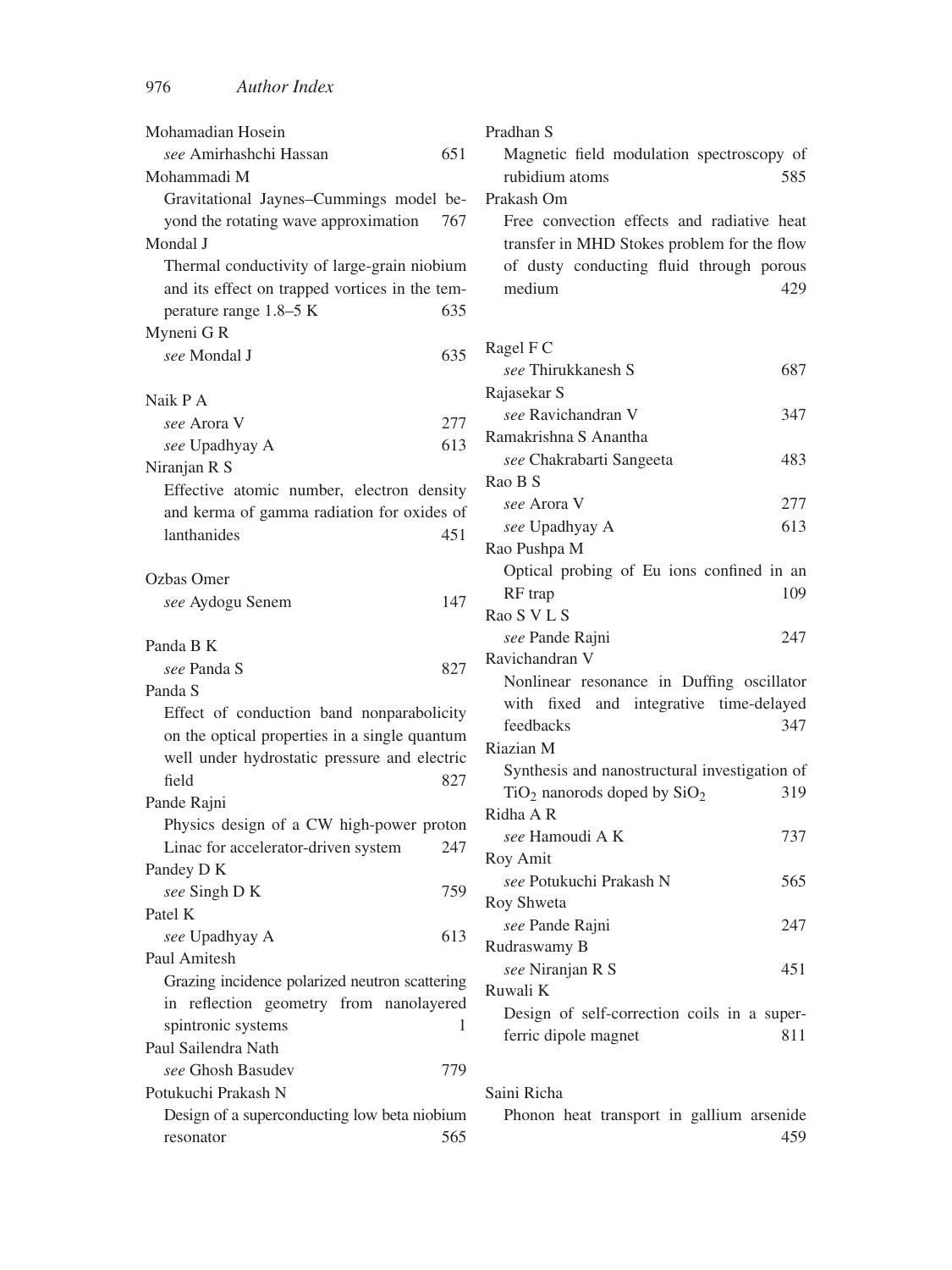Mohamadian Hosein
*see* Amirhashchi Hassan 651

Mohammadi M
Gravitational Jaynes–Cummings model beyond the rotating wave approximation 767

Mondal J
Thermal conductivity of large-grain niobium and its effect on trapped vortices in the temperature range 1.8–5 K 635

Myneni G R
*see* Mondal J 635

Naik P A
*see* Arora V 277
*see* Upadhyay A 613

Niranjan R S
Effective atomic number, electron density and kerma of gamma radiation for oxides of lanthanides 451

Ozbas Omer
*see* Aydogu Senem 147

Panda B K
*see* Panda S 827

Panda S
Effect of conduction band nonparabolicity on the optical properties in a single quantum well under hydrostatic pressure and electric field 827

Pande Rajni
Physics design of a CW high-power proton Linac for accelerator-driven system 247

Pandey D K
*see* Singh D K 759

Patel K
*see* Upadhyay A 613

Paul Amitesh
Grazing incidence polarized neutron scattering in reflection geometry from nanolayered spintronic systems 1

Paul Sailendra Nath
*see* Ghosh Basudev 779

Potukuchi Prakash N
Design of a superconducting low beta niobium resonator 565

Pradhan S
Magnetic field modulation spectroscopy of rubidium atoms 585

Prakash Om
Free convection effects and radiative heat transfer in MHD Stokes problem for the flow of dusty conducting fluid through porous medium 429

Ragel F C
*see* Thirukkanesh S 687

Rajasekar S
*see* Ravichandran V 347

Ramakrishna S Anantha
*see* Chakrabarti Sangeeta 483

Rao B S
*see* Arora V 277
*see* Upadhyay A 613

Rao Pushpa M
Optical probing of Eu ions confined in an RF trap 109

Rao S V L S
*see* Pande Rajni 247

Ravichandran V
Nonlinear resonance in Duffing oscillator with fixed and integrative time-delayed feedbacks 347

Riazian M
Synthesis and nanostructural investigation of $TiO_2$ nanorods doped by $SiO_2$ 319

Ridha A R
*see* Hamoudi A K 737

Roy Amit
*see* Potukuchi Prakash N 565

Roy Shweta
*see* Pande Rajni 247

Rudraswamy B
*see* Niranjan R S 451

Ruwali K
Design of self-correction coils in a superferric dipole magnet 811

Saini Richa
Phonon heat transport in gallium arsenide 459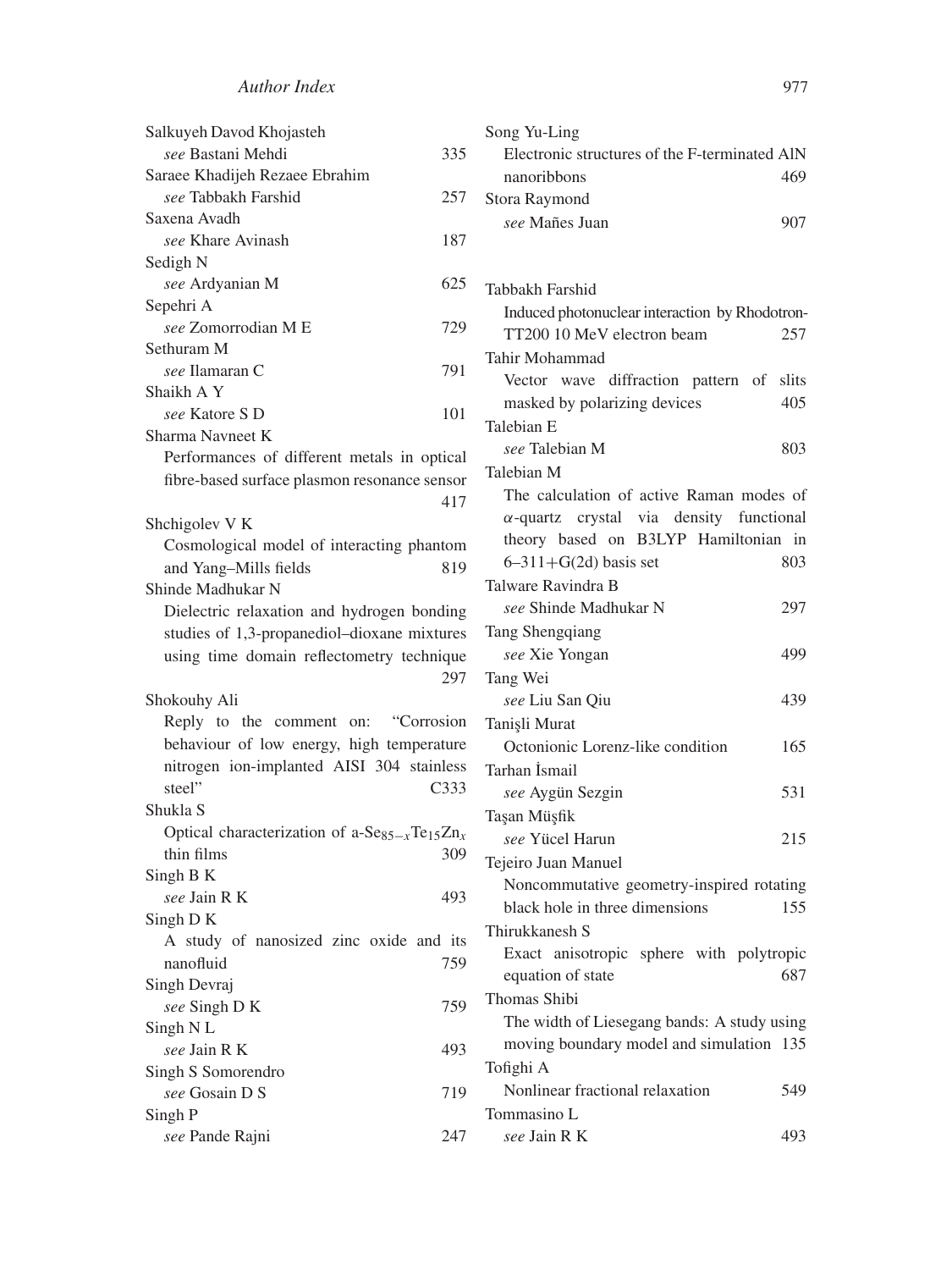Salkuyeh Davod Khojasteh
*see* Bastani Mehdi 335

Saraee Khadijeh Rezaee Ebrahim
*see* Tabbakh Farshid 257

Saxena Avadh
*see* Khare Avinash 187

Sedigh N
*see* Ardyanian M 625

Sepehri A
*see* Zomorrodian M E 729

Sethuram M
*see* Ilamaran C 791

Shaikh A Y
*see* Katore S D 101

Sharma Navneet K
Performances of different metals in optical fibre-based surface plasmon resonance sensor 417

Shchigolev V K
Cosmological model of interacting phantom and Yang–Mills fields 819

Shinde Madhukar N
Dielectric relaxation and hydrogen bonding studies of 1,3-propanediol–dioxane mixtures using time domain reflectometry technique 297

Shokouhy Ali
Reply to the comment on: "Corrosion behaviour of low energy, high temperature nitrogen ion-implanted AISI 304 stainless steel" C333

Shukla S
Optical characterization of a-$Se_{85-x}Te_{15}Zn_x$ thin films 309

Singh B K
*see* Jain R K 493

Singh D K
A study of nanosized zinc oxide and its nanofluid 759

Singh Devraj
*see* Singh D K 759

Singh N L
*see* Jain R K 493

Singh S Somorendro
*see* Gosain D S 719

Singh P
*see* Pande Rajni 247

Song Yu-Ling
Electronic structures of the F-terminated AlN nanoribbons 469

Stora Raymond
*see* Mañes Juan 907

Tabbakh Farshid
Induced photonuclear interaction by Rhodotron-TT200 10 MeV electron beam 257

Tahir Mohammad
Vector wave diffraction pattern of slits masked by polarizing devices 405

Talebian E
*see* Talebian M 803

Talebian M
The calculation of active Raman modes of $\alpha$-quartz crystal via density functional theory based on B3LYP Hamiltonian in 6–311+G(2d) basis set 803

Talware Ravindra B
*see* Shinde Madhukar N 297

Tang Shengqiang
*see* Xie Yongan 499

Tang Wei
*see* Liu San Qiu 439

Tanişli Murat
Octonionic Lorenz-like condition 165

Tarhan İsmail
*see* Aygün Sezgin 531

Taşan Müşfik
*see* Yücel Harun 215

Tejeiro Juan Manuel
Noncommutative geometry-inspired rotating black hole in three dimensions 155

Thirukkanesh S
Exact anisotropic sphere with polytropic equation of state 687

Thomas Shibi
The width of Liesegang bands: A study using moving boundary model and simulation 135

Tofighi A
Nonlinear fractional relaxation 549

Tommasino L
*see* Jain R K 493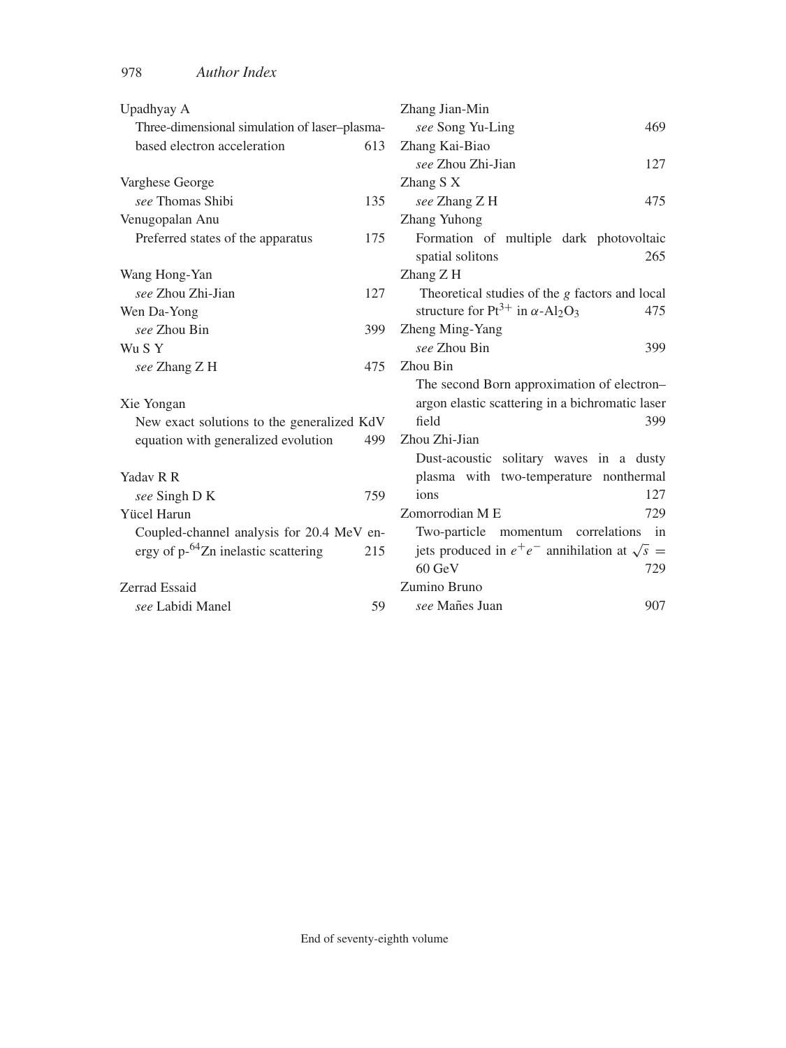Upadhyay A
  Three-dimensional simulation of laser–plasma-based electron acceleration 613

Varghese George
  *see* Thomas Shibi 135

Venugopalan Anu
  Preferred states of the apparatus 175

Wang Hong-Yan
  *see* Zhou Zhi-Jian 127

Wen Da-Yong
  *see* Zhou Bin 399

Wu S Y
  *see* Zhang Z H 475

Xie Yongan
  New exact solutions to the generalized KdV equation with generalized evolution 499

Yadav R R
  *see* Singh D K 759

Yücel Harun
  Coupled-channel analysis for 20.4 MeV energy of p-$^{64}$Zn inelastic scattering 215

Zerrad Essaid
  *see* Labidi Manel 59

Zhang Jian-Min
  *see* Song Yu-Ling 469

Zhang Kai-Biao
  *see* Zhou Zhi-Jian 127

Zhang S X
  *see* Zhang Z H 475

Zhang Yuhong
  Formation of multiple dark photovoltaic spatial solitons 265

Zhang Z H
  Theoretical studies of the $g$ factors and local structure for $Pt^{3+}$ in $\alpha$-$Al_2O_3$ 475

Zheng Ming-Yang
  *see* Zhou Bin 399

Zhou Bin
  The second Born approximation of electron–argon elastic scattering in a bichromatic laser field 399

Zhou Zhi-Jian
  Dust-acoustic solitary waves in a dusty plasma with two-temperature nonthermal ions 127

Zomorrodian M E 729
  Two-particle momentum correlations in jets produced in $e^+e^-$ annihilation at $\sqrt{s}$ = 60 GeV 729

Zumino Bruno
  *see* Mañes Juan 907

End of seventy-eighth volume